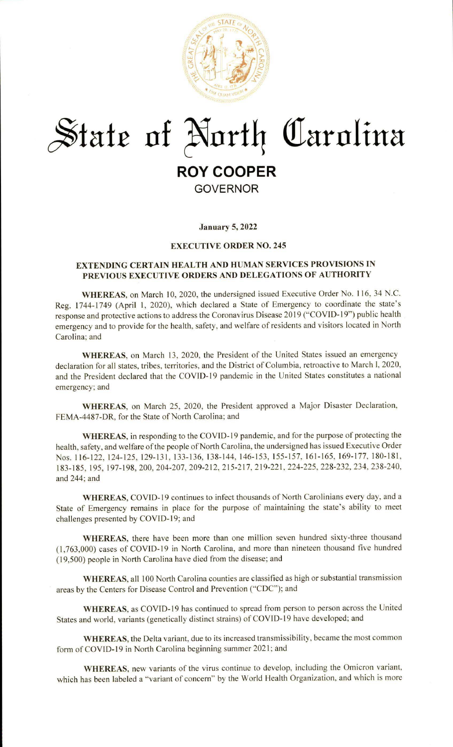# State of North Carolina

## ROY COOPER

GOVERNOR

**January 5, 2022**

**EXECUTIVE ORDER NO. 245**

**EXTENDING CERTAIN HEALTH AND HUMAN SERVICES PROVISIONS IN PREVIOUS EXECUTIVE ORDERS AND DELEGATIONS OF AUTHORITY**

**WHEREAS**, on March 10, 2020, the undersigned issued Executive Order No. 116, 34 N.C. Reg. 1744-1749 (April 1, 2020), which declared a State of Emergency to coordinate the state's response and protective actions to address the Coronavirus Disease 2019 ("COVID-19") public health emergency and to provide for the health, safety, and welfare of residents and visitors located in North Carolina; and

**WHEREAS**, on March 13, 2020, the President of the United States issued an emergency declaration for all states, tribes, territories, and the District of Columbia, retroactive to March 1, 2020, and the President declared that the COVID-19 pandemic in the United States constitutes a national emergency; and

**WHEREAS**, on March 25, 2020, the President approved a Major Disaster Declaration, FEMA-4487-DR, for the State of North Carolina; and

**WHEREAS**, in responding to the COVID-19 pandemic, and for the purpose of protecting the health, safety, and welfare of the people of North Carolina, the undersigned has issued Executive Order Nos. 116-122, 124-125, 129-131, 133-136, 138-144, 146-153, 155-157, 161-165, 169-177, 180-181, 183-185, 195, 197-198, 200, 204-207, 209-212, 215-217, 219-221, 224-225, 228-232, 234, 238-240, and 244; and

**WHEREAS**, COVID-19 continues to infect thousands of North Carolinians every day, and a State of Emergency remains in place for the purpose of maintaining the state's ability to meet challenges presented by COVID-19; and

**WHEREAS**, there have been more than one million seven hundred sixty-three thousand (1,763,000) cases of COVID-19 in North Carolina, and more than nineteen thousand five hundred (19,500) people in North Carolina have died from the disease; and

**WHEREAS**, all 100 North Carolina counties are classified as high or substantial transmission areas by the Centers for Disease Control and Prevention ("CDC"); and

**WHEREAS**, as COVID-19 has continued to spread from person to person across the United States and world, variants (genetically distinct strains) of COVID-19 have developed; and

**WHEREAS**, the Delta variant, due to its increased transmissibility, became the most common form of COVID-19 in North Carolina beginning summer 2021; and

**WHEREAS**, new variants of the virus continue to develop, including the Omicron variant, which has been labeled a "variant of concern" by the World Health Organization, and which is more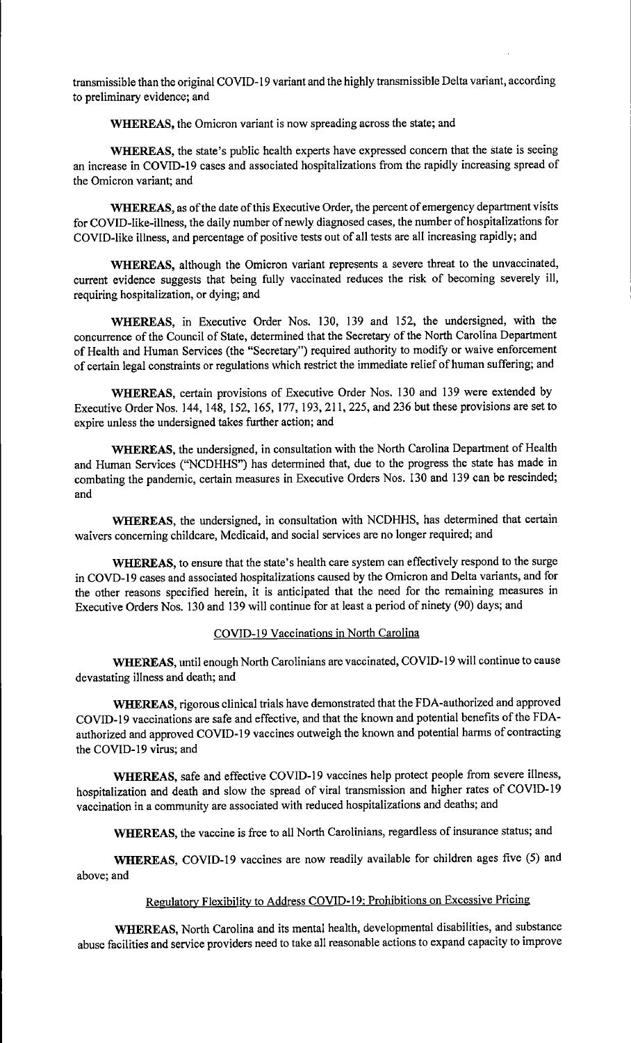transmissible than the original COVID-19 variant and the highly transmissible Delta variant, according to preliminary evidence; and

**WHEREAS,** the Omicron variant is now spreading across the state; and

**WHEREAS,** the state's public health experts have expressed concern that the state is seeing an increase in COVID-19 cases and associated hospitalizations from the rapidly increasing spread of the Omicron variant; and

**WHEREAS,** as of the date of this Executive Order, the percent of emergency department visits for COVID-like-illness, the daily number of newly diagnosed cases, the number of hospitalizations for COVID-like illness, and percentage of positive tests out of all tests are all increasing rapidly; and

**WHEREAS,** although the Omicron variant represents a severe threat to the unvaccinated, current evidence suggests that being fully vaccinated reduces the risk of becoming severely ill, requiring hospitalization, or dying; and

**WHEREAS,** in Executive Order Nos. 130, 139 and 152, the undersigned, with the concurrence of the Council of State, determined that the Secretary of the North Carolina Department of Health and Human Services (the "Secretary") required authority to modify or waive enforcement of certain legal constraints or regulations which restrict the immediate relief of human suffering; and

**WHEREAS,** certain provisions of Executive Order Nos. 130 and 139 were extended by Executive Order Nos. 144, 148, 152, 165, 177, 193, 211, 225, and 236 but these provisions are set to expire unless the undersigned takes further action; and

**WHEREAS,** the undersigned, in consultation with the North Carolina Department of Health and Human Services ("NCDHHS") has determined that, due to the progress the state has made in combating the pandemic, certain measures in Executive Orders Nos. 130 and 139 can be rescinded; and

**WHEREAS,** the undersigned, in consultation with NCDHHS, has determined that certain waivers concerning childcare, Medicaid, and social services are no longer required; and

**WHEREAS,** to ensure that the state's health care system can effectively respond to the surge in COVD-19 cases and associated hospitalizations caused by the Omicron and Delta variants, and for the other reasons specified herein, it is anticipated that the need for the remaining measures in Executive Orders Nos. 130 and 139 will continue for at least a period of ninety (90) days; and

<u>COVID-19 Vaccinations in North Carolina</u>

**WHEREAS,** until enough North Carolinians are vaccinated, COVID-19 will continue to cause devastating illness and death; and

**WHEREAS,** rigorous clinical trials have demonstrated that the FDA-authorized and approved COVID-19 vaccinations are safe and effective, and that the known and potential benefits of the FDA-authorized and approved COVID-19 vaccines outweigh the known and potential harms of contracting the COVID-19 virus; and

**WHEREAS,** safe and effective COVID-19 vaccines help protect people from severe illness, hospitalization and death and slow the spread of viral transmission and higher rates of COVID-19 vaccination in a community are associated with reduced hospitalizations and deaths; and

**WHEREAS,** the vaccine is free to all North Carolinians, regardless of insurance status; and

**WHEREAS,** COVID-19 vaccines are now readily available for children ages five (5) and above; and

<u>Regulatory Flexibility to Address COVID-19; Prohibitions on Excessive Pricing</u>

**WHEREAS,** North Carolina and its mental health, developmental disabilities, and substance abuse facilities and service providers need to take all reasonable actions to expand capacity to improve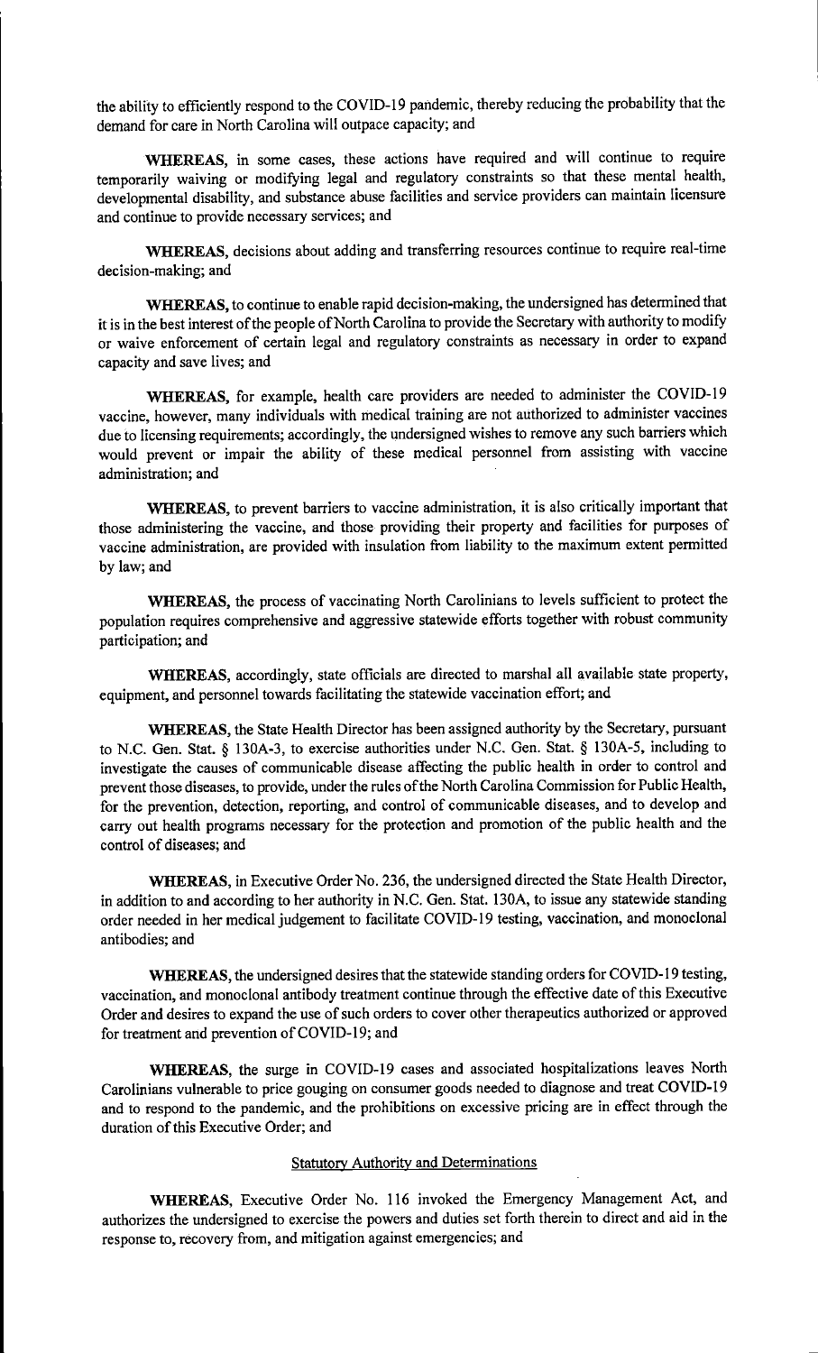the ability to efficiently respond to the COVID-19 pandemic, thereby reducing the probability that the demand for care in North Carolina will outpace capacity; and

**WHEREAS**, in some cases, these actions have required and will continue to require temporarily waiving or modifying legal and regulatory constraints so that these mental health, developmental disability, and substance abuse facilities and service providers can maintain licensure and continue to provide necessary services; and

**WHEREAS**, decisions about adding and transferring resources continue to require real-time decision-making; and

**WHEREAS**, to continue to enable rapid decision-making, the undersigned has determined that it is in the best interest of the people of North Carolina to provide the Secretary with authority to modify or waive enforcement of certain legal and regulatory constraints as necessary in order to expand capacity and save lives; and

**WHEREAS**, for example, health care providers are needed to administer the COVID-19 vaccine, however, many individuals with medical training are not authorized to administer vaccines due to licensing requirements; accordingly, the undersigned wishes to remove any such barriers which would prevent or impair the ability of these medical personnel from assisting with vaccine administration; and

**WHEREAS**, to prevent barriers to vaccine administration, it is also critically important that those administering the vaccine, and those providing their property and facilities for purposes of vaccine administration, are provided with insulation from liability to the maximum extent permitted by law; and

**WHEREAS**, the process of vaccinating North Carolinians to levels sufficient to protect the population requires comprehensive and aggressive statewide efforts together with robust community participation; and

**WHEREAS**, accordingly, state officials are directed to marshal all available state property, equipment, and personnel towards facilitating the statewide vaccination effort; and

**WHEREAS**, the State Health Director has been assigned authority by the Secretary, pursuant to N.C. Gen. Stat. § 130A-3, to exercise authorities under N.C. Gen. Stat. § 130A-5, including to investigate the causes of communicable disease affecting the public health in order to control and prevent those diseases, to provide, under the rules of the North Carolina Commission for Public Health, for the prevention, detection, reporting, and control of communicable diseases, and to develop and carry out health programs necessary for the protection and promotion of the public health and the control of diseases; and

**WHEREAS**, in Executive Order No. 236, the undersigned directed the State Health Director, in addition to and according to her authority in N.C. Gen. Stat. 130A, to issue any statewide standing order needed in her medical judgement to facilitate COVID-19 testing, vaccination, and monoclonal antibodies; and

**WHEREAS**, the undersigned desires that the statewide standing orders for COVID-19 testing, vaccination, and monoclonal antibody treatment continue through the effective date of this Executive Order and desires to expand the use of such orders to cover other therapeutics authorized or approved for treatment and prevention of COVID-19; and

**WHEREAS**, the surge in COVID-19 cases and associated hospitalizations leaves North Carolinians vulnerable to price gouging on consumer goods needed to diagnose and treat COVID-19 and to respond to the pandemic, and the prohibitions on excessive pricing are in effect through the duration of this Executive Order; and

## Statutory Authority and Determinations

**WHEREAS**, Executive Order No. 116 invoked the Emergency Management Act, and authorizes the undersigned to exercise the powers and duties set forth therein to direct and aid in the response to, recovery from, and mitigation against emergencies; and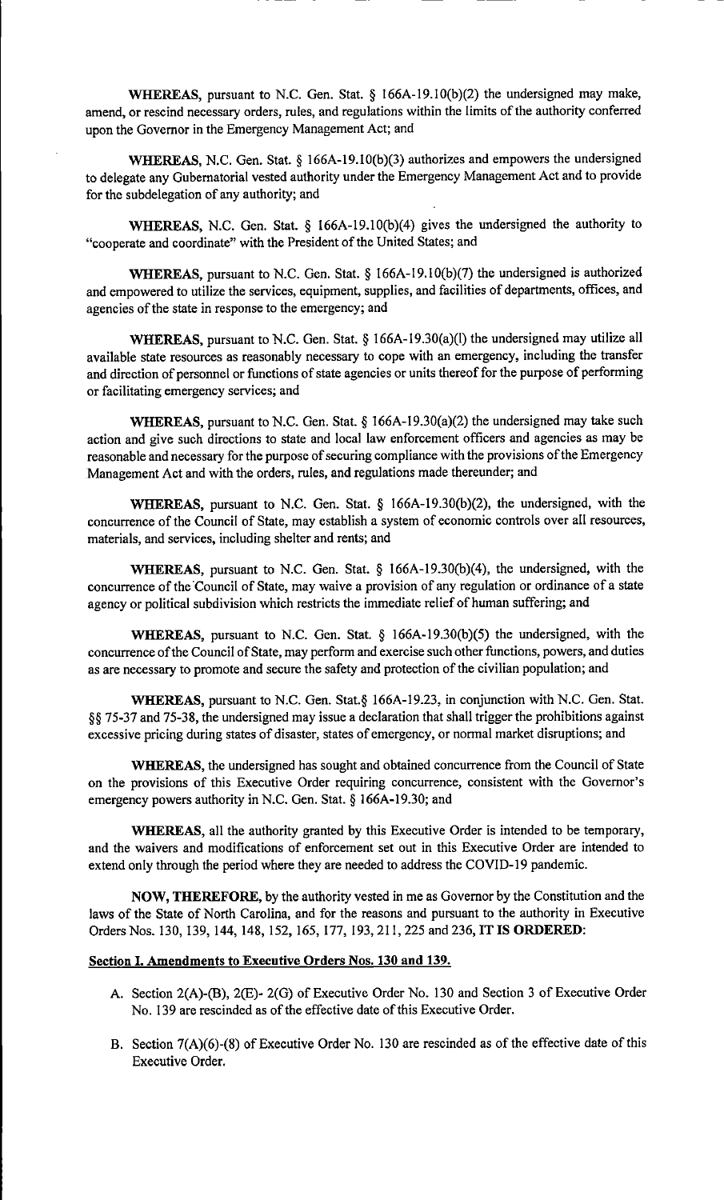**WHEREAS,** pursuant to N.C. Gen. Stat. § 166A-19.10(b)(2) the undersigned may make, amend, or rescind necessary orders, rules, and regulations within the limits of the authority conferred upon the Governor in the Emergency Management Act; and

**WHEREAS,** N.C. Gen. Stat. § 166A-19.10(b)(3) authorizes and empowers the undersigned to delegate any Gubernatorial vested authority under the Emergency Management Act and to provide for the subdelegation of any authority; and

**WHEREAS,** N.C. Gen. Stat. § 166A-19.10(b)(4) gives the undersigned the authority to "cooperate and coordinate" with the President of the United States; and

**WHEREAS,** pursuant to N.C. Gen. Stat. § 166A-19.10(b)(7) the undersigned is authorized and empowered to utilize the services, equipment, supplies, and facilities of departments, offices, and agencies of the state in response to the emergency; and

**WHEREAS,** pursuant to N.C. Gen. Stat. § 166A-19.30(a)(l) the undersigned may utilize all available state resources as reasonably necessary to cope with an emergency, including the transfer and direction of personnel or functions of state agencies or units thereof for the purpose of performing or facilitating emergency services; and

**WHEREAS,** pursuant to N.C. Gen. Stat. § 166A-19.30(a)(2) the undersigned may take such action and give such directions to state and local law enforcement officers and agencies as may be reasonable and necessary for the purpose of securing compliance with the provisions of the Emergency Management Act and with the orders, rules, and regulations made thereunder; and

**WHEREAS,** pursuant to N.C. Gen. Stat. § 166A-19.30(b)(2), the undersigned, with the concurrence of the Council of State, may establish a system of economic controls over all resources, materials, and services, including shelter and rents; and

**WHEREAS,** pursuant to N.C. Gen. Stat. § 166A-19.30(b)(4), the undersigned, with the concurrence of the Council of State, may waive a provision of any regulation or ordinance of a state agency or political subdivision which restricts the immediate relief of human suffering; and

**WHEREAS,** pursuant to N.C. Gen. Stat. § 166A-19.30(b)(5) the undersigned, with the concurrence of the Council of State, may perform and exercise such other functions, powers, and duties as are necessary to promote and secure the safety and protection of the civilian population; and

**WHEREAS,** pursuant to N.C. Gen. Stat.§ 166A-19.23, in conjunction with N.C. Gen. Stat. §§ 75-37 and 75-38, the undersigned may issue a declaration that shall trigger the prohibitions against excessive pricing during states of disaster, states of emergency, or normal market disruptions; and

**WHEREAS,** the undersigned has sought and obtained concurrence from the Council of State on the provisions of this Executive Order requiring concurrence, consistent with the Governor's emergency powers authority in N.C. Gen. Stat. § 166A-19.30; and

**WHEREAS,** all the authority granted by this Executive Order is intended to be temporary, and the waivers and modifications of enforcement set out in this Executive Order are intended to extend only through the period where they are needed to address the COVID-19 pandemic.

**NOW, THEREFORE,** by the authority vested in me as Governor by the Constitution and the laws of the State of North Carolina, and for the reasons and pursuant to the authority in Executive Orders Nos. 130, 139, 144, 148, 152, 165, 177, 193, 211, 225 and 236, **IT IS ORDERED:**

**Section I. Amendments to Executive Orders Nos. 130 and 139.**

A. Section 2(A)-(B), 2(E)- 2(G) of Executive Order No. 130 and Section 3 of Executive Order No. 139 are rescinded as of the effective date of this Executive Order.

B. Section 7(A)(6)-(8) of Executive Order No. 130 are rescinded as of the effective date of this Executive Order.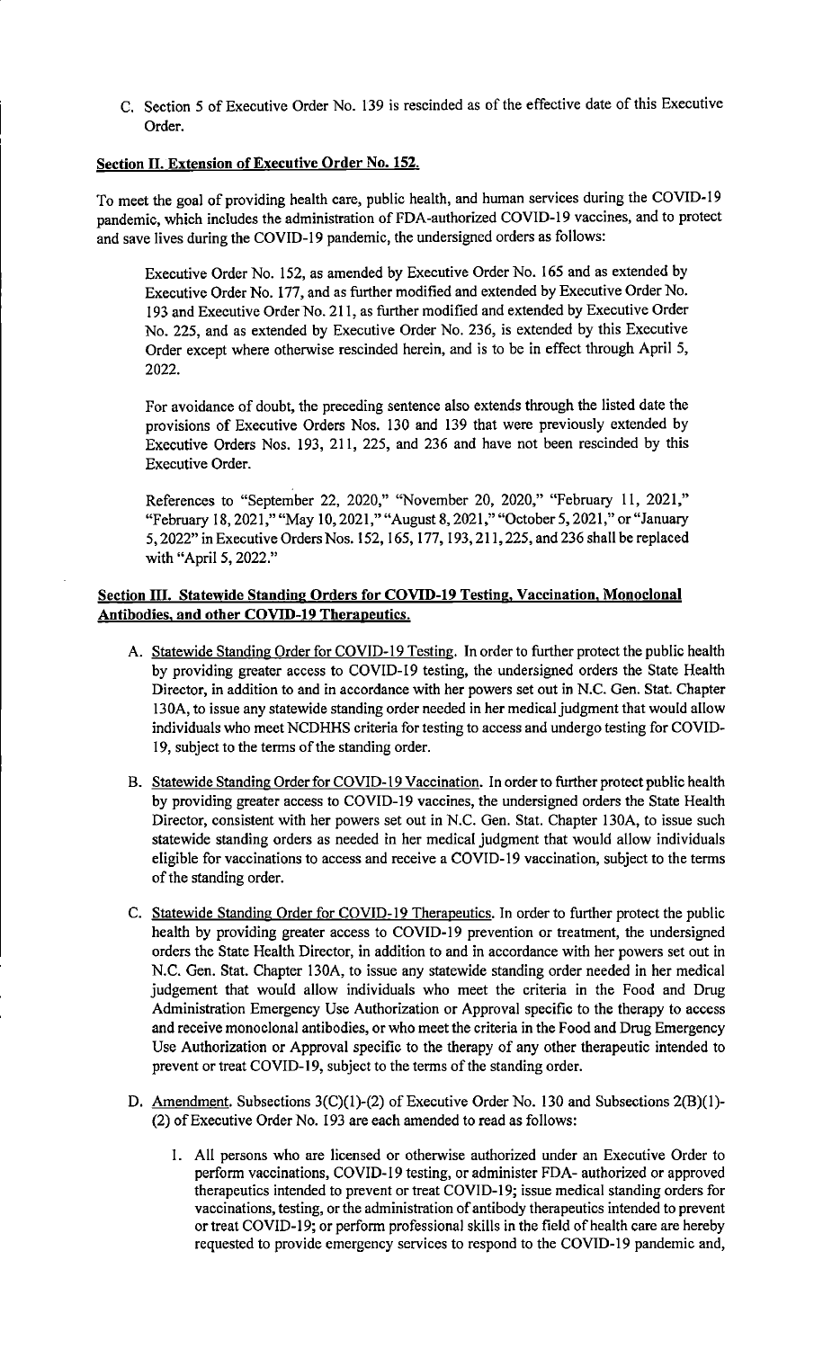C. Section 5 of Executive Order No. 139 is rescinded as of the effective date of this Executive Order.

**Section II. Extension of Executive Order No. 152.**

To meet the goal of providing health care, public health, and human services during the COVID-19 pandemic, which includes the administration of FDA-authorized COVID-19 vaccines, and to protect and save lives during the COVID-19 pandemic, the undersigned orders as follows:

> Executive Order No. 152, as amended by Executive Order No. 165 and as extended by Executive Order No. 177, and as further modified and extended by Executive Order No. 193 and Executive Order No. 211, as further modified and extended by Executive Order No. 225, and as extended by Executive Order No. 236, is extended by this Executive Order except where otherwise rescinded herein, and is to be in effect through April 5, 2022.
>
> For avoidance of doubt, the preceding sentence also extends through the listed date the provisions of Executive Orders Nos. 130 and 139 that were previously extended by Executive Orders Nos. 193, 211, 225, and 236 and have not been rescinded by this Executive Order.
>
> References to "September 22, 2020," "November 20, 2020," "February 11, 2021," "February 18, 2021," "May 10, 2021," "August 8, 2021," "October 5, 2021," or "January 5, 2022" in Executive Orders Nos. 152, 165, 177, 193, 211, 225, and 236 shall be replaced with "April 5, 2022."

**Section III. Statewide Standing Orders for COVID-19 Testing, Vaccination, Monoclonal Antibodies, and other COVID-19 Therapeutics.**

A. Statewide Standing Order for COVID-19 Testing. In order to further protect the public health by providing greater access to COVID-19 testing, the undersigned orders the State Health Director, in addition to and in accordance with her powers set out in N.C. Gen. Stat. Chapter 130A, to issue any statewide standing order needed in her medical judgment that would allow individuals who meet NCDHHS criteria for testing to access and undergo testing for COVID-19, subject to the terms of the standing order.

B. Statewide Standing Order for COVID-19 Vaccination. In order to further protect public health by providing greater access to COVID-19 vaccines, the undersigned orders the State Health Director, consistent with her powers set out in N.C. Gen. Stat. Chapter 130A, to issue such statewide standing orders as needed in her medical judgment that would allow individuals eligible for vaccinations to access and receive a COVID-19 vaccination, subject to the terms of the standing order.

C. Statewide Standing Order for COVID-19 Therapeutics. In order to further protect the public health by providing greater access to COVID-19 prevention or treatment, the undersigned orders the State Health Director, in addition to and in accordance with her powers set out in N.C. Gen. Stat. Chapter 130A, to issue any statewide standing order needed in her medical judgement that would allow individuals who meet the criteria in the Food and Drug Administration Emergency Use Authorization or Approval specific to the therapy to access and receive monoclonal antibodies, or who meet the criteria in the Food and Drug Emergency Use Authorization or Approval specific to the therapy of any other therapeutic intended to prevent or treat COVID-19, subject to the terms of the standing order.

D. Amendment. Subsections 3(C)(1)-(2) of Executive Order No. 130 and Subsections 2(B)(1)-(2) of Executive Order No. 193 are each amended to read as follows:

   1. All persons who are licensed or otherwise authorized under an Executive Order to perform vaccinations, COVID-19 testing, or administer FDA- authorized or approved therapeutics intended to prevent or treat COVID-19; issue medical standing orders for vaccinations, testing, or the administration of antibody therapeutics intended to prevent or treat COVID-19; or perform professional skills in the field of health care are hereby requested to provide emergency services to respond to the COVID-19 pandemic and,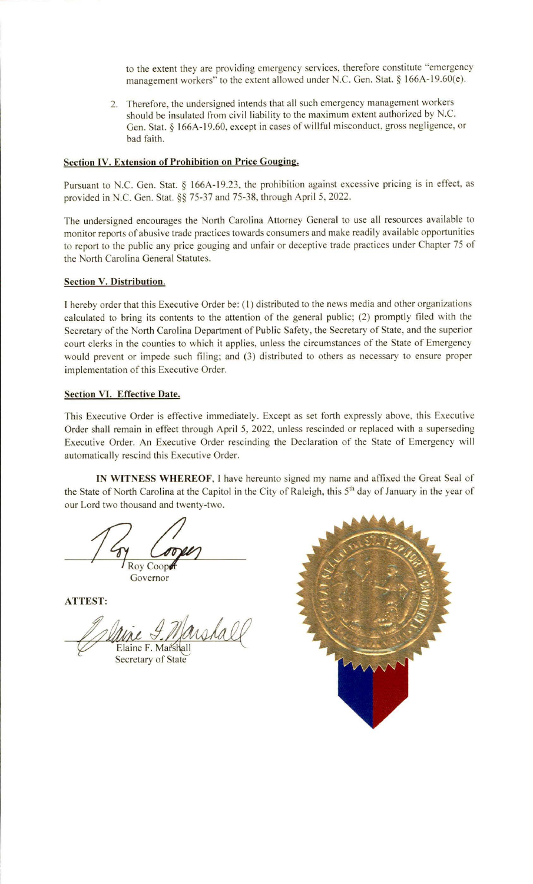to the extent they are providing emergency services, therefore constitute "emergency management workers" to the extent allowed under N.C. Gen. Stat. § 166A-19.60(e).

2. Therefore, the undersigned intends that all such emergency management workers should be insulated from civil liability to the maximum extent authorized by N.C. Gen. Stat. § 166A-19.60, except in cases of willful misconduct, gross negligence, or bad faith.

**Section IV. Extension of Prohibition on Price Gouging.**

Pursuant to N.C. Gen. Stat. § 166A-19.23, the prohibition against excessive pricing is in effect, as provided in N.C. Gen. Stat. §§ 75-37 and 75-38, through April 5, 2022.

The undersigned encourages the North Carolina Attorney General to use all resources available to monitor reports of abusive trade practices towards consumers and make readily available opportunities to report to the public any price gouging and unfair or deceptive trade practices under Chapter 75 of the North Carolina General Statutes.

**Section V. Distribution.**

I hereby order that this Executive Order be: (1) distributed to the news media and other organizations calculated to bring its contents to the attention of the general public; (2) promptly filed with the Secretary of the North Carolina Department of Public Safety, the Secretary of State, and the superior court clerks in the counties to which it applies, unless the circumstances of the State of Emergency would prevent or impede such filing; and (3) distributed to others as necessary to ensure proper implementation of this Executive Order.

**Section VI. Effective Date.**

This Executive Order is effective immediately. Except as set forth expressly above, this Executive Order shall remain in effect through April 5, 2022, unless rescinded or replaced with a superseding Executive Order. An Executive Order rescinding the Declaration of the State of Emergency will automatically rescind this Executive Order.

**IN WITNESS WHEREOF,** I have hereunto signed my name and affixed the Great Seal of the State of North Carolina at the Capitol in the City of Raleigh, this 5th day of January in the year of our Lord two thousand and twenty-two.

Roy Cooper
Governor

**ATTEST:**

Elaine F. Marshall
Secretary of State